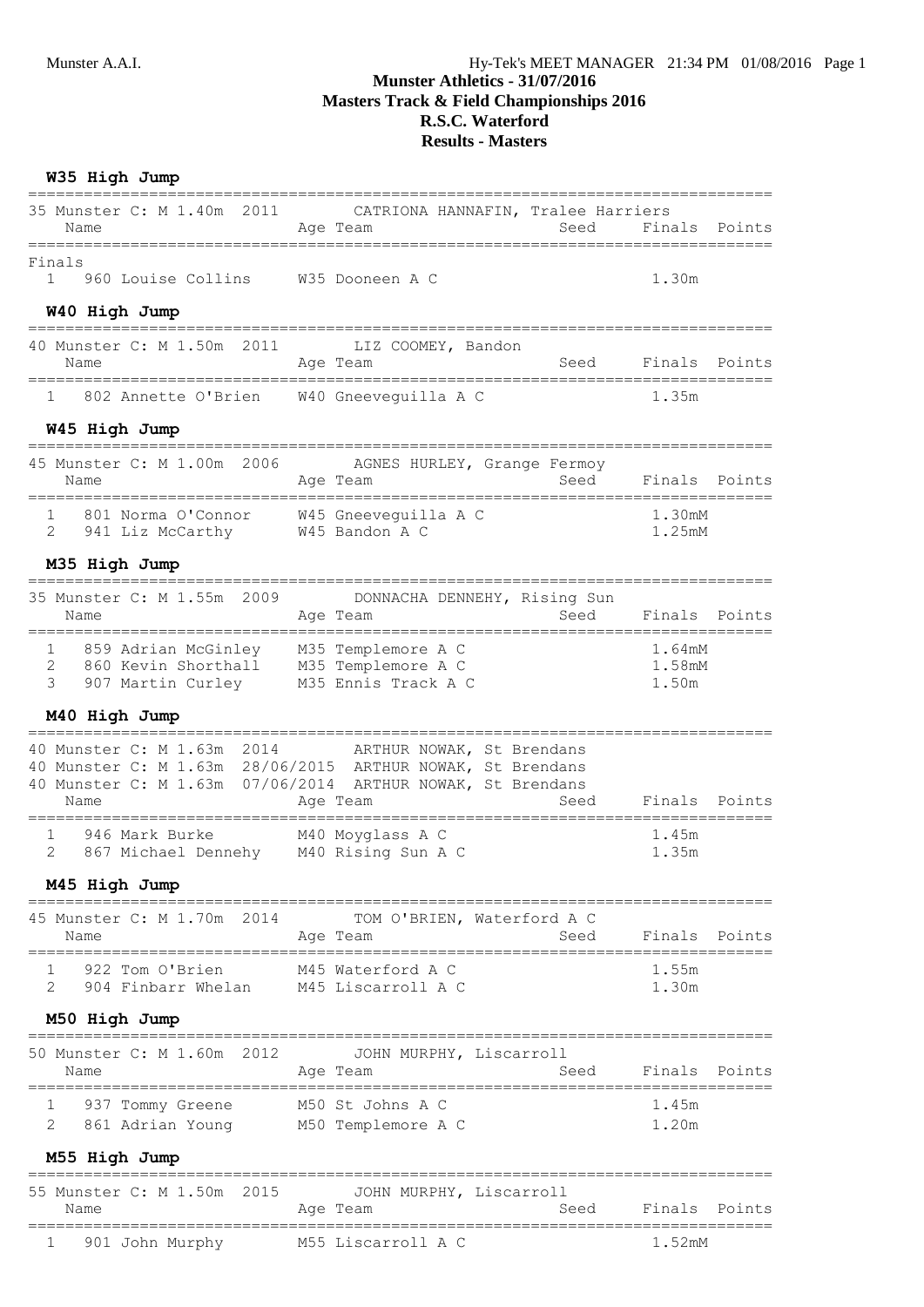# Munster Athletics - 31/07/2016
## Masters Track & Field Championships 2016
## R.S.C. Waterford
## Results - Masters

### W35 High Jump

35 Munster C: M 1.40m 2011 CATRIONA HANNAFIN, Tralee Harriers

| | Name | Age | Team | Seed | Finals | Points |
|---|---|---|---|---|---|---|

**Finals**

| | Name | Age | Team | Seed | Finals | Points |
|---|---|---|---|---|---|---|
| 1 | 960 Louise Collins | W35 | Dooneen A C | | 1.30m | |

### W40 High Jump

40 Munster C: M 1.50m 2011 LIZ COOMEY, Bandon

| | Name | Age | Team | Seed | Finals | Points |
|---|---|---|---|---|---|---|
| 1 | 802 Annette O'Brien | W40 | Gneeveguilla A C | | 1.35m | |

### W45 High Jump

45 Munster C: M 1.00m 2006 AGNES HURLEY, Grange Fermoy

| | Name | Age | Team | Seed | Finals | Points |
|---|---|---|---|---|---|---|
| 1 | 801 Norma O'Connor | W45 | Gneeveguilla A C | | 1.30mM | |
| 2 | 941 Liz McCarthy | W45 | Bandon A C | | 1.25mM | |

### M35 High Jump

35 Munster C: M 1.55m 2009 DONNACHA DENNEHY, Rising Sun

| | Name | Age | Team | Seed | Finals | Points |
|---|---|---|---|---|---|---|
| 1 | 859 Adrian McGinley | M35 | Templemore A C | | 1.64mM | |
| 2 | 860 Kevin Shorthall | M35 | Templemore A C | | 1.58mM | |
| 3 | 907 Martin Curley | M35 | Ennis Track A C | | 1.50m | |

### M40 High Jump

40 Munster C: M 1.63m 2014 ARTHUR NOWAK, St Brendans
40 Munster C: M 1.63m 28/06/2015 ARTHUR NOWAK, St Brendans
40 Munster C: M 1.63m 07/06/2014 ARTHUR NOWAK, St Brendans

| | Name | Age | Team | Seed | Finals | Points |
|---|---|---|---|---|---|---|
| 1 | 946 Mark Burke | M40 | Moyglass A C | | 1.45m | |
| 2 | 867 Michael Dennehy | M40 | Rising Sun A C | | 1.35m | |

### M45 High Jump

45 Munster C: M 1.70m 2014 TOM O'BRIEN, Waterford A C

| | Name | Age | Team | Seed | Finals | Points |
|---|---|---|---|---|---|---|
| 1 | 922 Tom O'Brien | M45 | Waterford A C | | 1.55m | |
| 2 | 904 Finbarr Whelan | M45 | Liscarroll A C | | 1.30m | |

### M50 High Jump

50 Munster C: M 1.60m 2012 JOHN MURPHY, Liscarroll

| | Name | Age | Team | Seed | Finals | Points |
|---|---|---|---|---|---|---|
| 1 | 937 Tommy Greene | M50 | St Johns A C | | 1.45m | |
| 2 | 861 Adrian Young | M50 | Templemore A C | | 1.20m | |

### M55 High Jump

55 Munster C: M 1.50m 2015 JOHN MURPHY, Liscarroll

| | Name | Age | Team | Seed | Finals | Points |
|---|---|---|---|---|---|---|
| 1 | 901 John Murphy | M55 | Liscarroll A C | | 1.52mM | |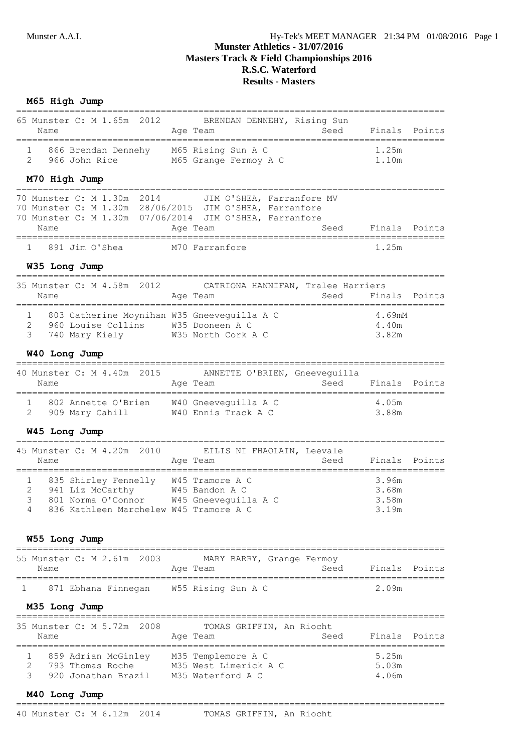**Munster Athletics - 31/07/2016**
**Masters Track & Field Championships 2016**
**R.S.C. Waterford**
**Results - Masters**

## M65 High Jump

65 Munster C: M 1.65m 2012 BRENDAN DENNEHY, Rising Sun

| Place | Name | Age Team | Seed | Finals | Points |
|---|---|---|---|---|---|
| 1 | 866 Brendan Dennehy | M65 Rising Sun A C | | 1.25m | |
| 2 | 966 John Rice | M65 Grange Fermoy A C | | 1.10m | |

## M70 High Jump

70 Munster C: M 1.30m 2014 JIM O'SHEA, Farranfore MV
70 Munster C: M 1.30m 28/06/2015 JIM O'SHEA, Farranfore
70 Munster C: M 1.30m 07/06/2014 JIM O'SHEA, Farranfore

| Place | Name | Age Team | Seed | Finals | Points |
|---|---|---|---|---|---|
| 1 | 891 Jim O'Shea | M70 Farranfore | | 1.25m | |

## W35 Long Jump

35 Munster C: M 4.58m 2012 CATRIONA HANNIFAN, Tralee Harriers

| Place | Name | Age Team | Seed | Finals | Points |
|---|---|---|---|---|---|
| 1 | 803 Catherine Moynihan | W35 Gneeveguilla A C | | 4.69mM | |
| 2 | 960 Louise Collins | W35 Dooneen A C | | 4.40m | |
| 3 | 740 Mary Kiely | W35 North Cork A C | | 3.82m | |

## W40 Long Jump

40 Munster C: M 4.40m 2015 ANNETTE O'BRIEN, Gneeveguilla

| Place | Name | Age Team | Seed | Finals | Points |
|---|---|---|---|---|---|
| 1 | 802 Annette O'Brien | W40 Gneeveguilla A C | | 4.05m | |
| 2 | 909 Mary Cahill | W40 Ennis Track A C | | 3.88m | |

## W45 Long Jump

45 Munster C: M 4.20m 2010 EILIS NI FHAOLAIN, Leevale

| Place | Name | Age Team | Seed | Finals | Points |
|---|---|---|---|---|---|
| 1 | 835 Shirley Fennelly | W45 Tramore A C | | 3.96m | |
| 2 | 941 Liz McCarthy | W45 Bandon A C | | 3.68m | |
| 3 | 801 Norma O'Connor | W45 Gneeveguilla A C | | 3.58m | |
| 4 | 836 Kathleen Marchelew | W45 Tramore A C | | 3.19m | |

## W55 Long Jump

55 Munster C: M 2.61m 2003 MARY BARRY, Grange Fermoy

| Place | Name | Age Team | Seed | Finals | Points |
|---|---|---|---|---|---|
| 1 | 871 Ebhana Finnegan | W55 Rising Sun A C | | 2.09m | |

## M35 Long Jump

35 Munster C: M 5.72m 2008 TOMAS GRIFFIN, An Riocht

| Place | Name | Age Team | Seed | Finals | Points |
|---|---|---|---|---|---|
| 1 | 859 Adrian McGinley | M35 Templemore A C | | 5.25m | |
| 2 | 793 Thomas Roche | M35 West Limerick A C | | 5.03m | |
| 3 | 920 Jonathan Brazil | M35 Waterford A C | | 4.06m | |

## M40 Long Jump

40 Munster C: M 6.12m 2014 TOMAS GRIFFIN, An Riocht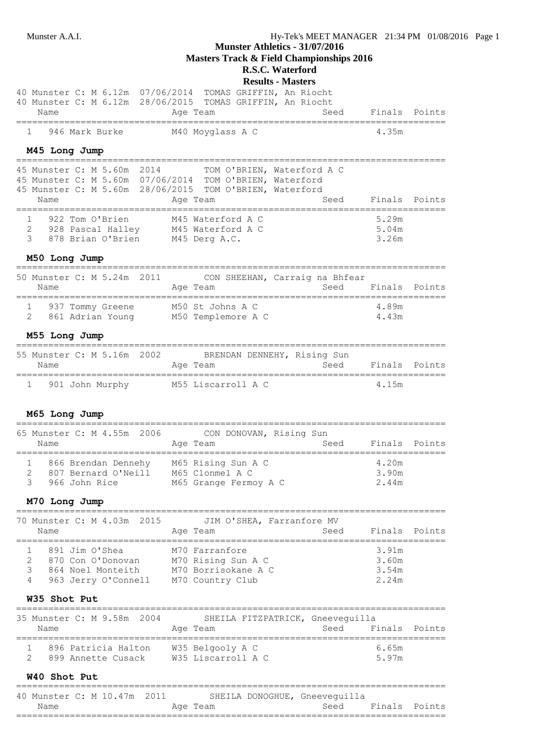## Munster Athletics - 31/07/2016
## Masters Track & Field Championships 2016
## R.S.C. Waterford
## Results - Masters

40 Munster C: M 6.12m 07/06/2014 TOMAS GRIFFIN, An Riocht
40 Munster C: M 6.12m 28/06/2015 TOMAS GRIFFIN, An Riocht

| | Name | Age | Team | Seed | Finals | Points |
|---|---|---|---|---|---|---|
| 1 | 946 Mark Burke | M40 | Moyglass A C | | 4.35m | |

### M45 Long Jump

45 Munster C: M 5.60m 2014 TOM O'BRIEN, Waterford A C
45 Munster C: M 5.60m 07/06/2014 TOM O'BRIEN, Waterford
45 Munster C: M 5.60m 28/06/2015 TOM O'BRIEN, Waterford

| | Name | Age | Team | Seed | Finals | Points |
|---|---|---|---|---|---|---|
| 1 | 922 Tom O'Brien | M45 | Waterford A C | | 5.29m | |
| 2 | 928 Pascal Halley | M45 | Waterford A C | | 5.04m | |
| 3 | 878 Brian O'Brien | M45 | Derg A.C. | | 3.26m | |

### M50 Long Jump

50 Munster C: M 5.24m 2011 CON SHEEHAN, Carraig na Bhfear

| | Name | Age | Team | Seed | Finals | Points |
|---|---|---|---|---|---|---|
| 1 | 937 Tommy Greene | M50 | St Johns A C | | 4.89m | |
| 2 | 861 Adrian Young | M50 | Templemore A C | | 4.43m | |

### M55 Long Jump

55 Munster C: M 5.16m 2002 BRENDAN DENNEHY, Rising Sun

| | Name | Age | Team | Seed | Finals | Points |
|---|---|---|---|---|---|---|
| 1 | 901 John Murphy | M55 | Liscarroll A C | | 4.15m | |

### M65 Long Jump

65 Munster C: M 4.55m 2006 CON DONOVAN, Rising Sun

| | Name | Age | Team | Seed | Finals | Points |
|---|---|---|---|---|---|---|
| 1 | 866 Brendan Dennehy | M65 | Rising Sun A C | | 4.20m | |
| 2 | 807 Bernard O'Neill | M65 | Clonmel A C | | 3.90m | |
| 3 | 966 John Rice | M65 | Grange Fermoy A C | | 2.44m | |

### M70 Long Jump

70 Munster C: M 4.03m 2015 JIM O'SHEA, Farranfore MV

| | Name | Age | Team | Seed | Finals | Points |
|---|---|---|---|---|---|---|
| 1 | 891 Jim O'Shea | M70 | Farranfore | | 3.91m | |
| 2 | 870 Con O'Donovan | M70 | Rising Sun A C | | 3.60m | |
| 3 | 864 Noel Monteith | M70 | Borrisokane A C | | 3.54m | |
| 4 | 963 Jerry O'Connell | M70 | Country Club | | 2.24m | |

### W35 Shot Put

35 Munster C: M 9.58m 2004 SHEILA FITZPATRICK, Gneeveguilla

| | Name | Age | Team | Seed | Finals | Points |
|---|---|---|---|---|---|---|
| 1 | 896 Patricia Halton | W35 | Belgooly A C | | 6.65m | |
| 2 | 899 Annette Cusack | W35 | Liscarroll A C | | 5.97m | |

### W40 Shot Put

40 Munster C: M 10.47m 2011 SHEILA DONOGHUE, Gneeveguilla

| | Name | Age | Team | Seed | Finals | Points |
|---|---|---|---|---|---|---|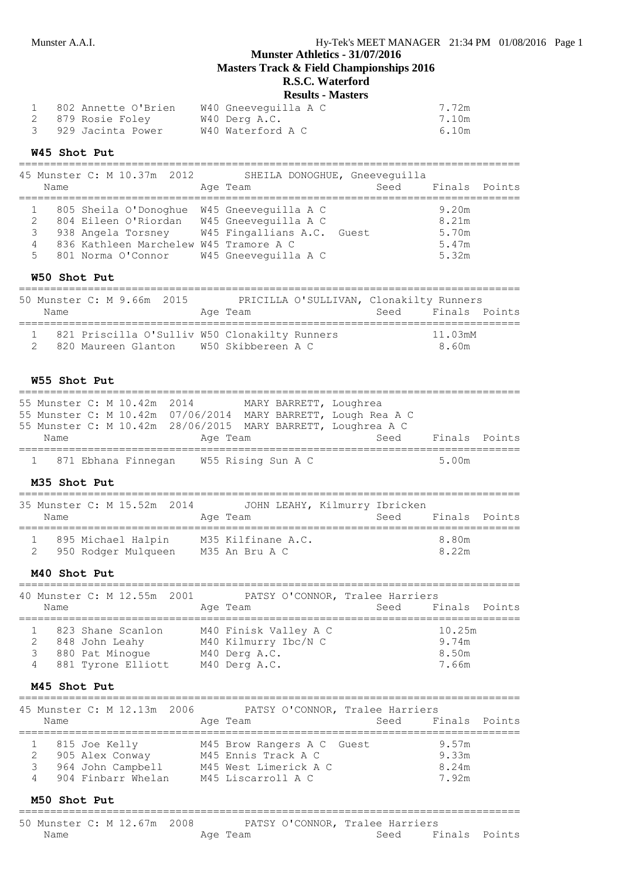| | | | |
|---|---|---|---|
| 1 | 802 Annette O'Brien | W40 Gneeveguilla A C | 7.72m |
| 2 | 879 Rosie Foley | W40 Derg A.C. | 7.10m |
| 3 | 929 Jacinta Power | W40 Waterford A C | 6.10m |

### W45 Shot Put

45 Munster C: M 10.37m 2012 SHEILA DONOGHUE, Gneeveguilla

| | Name | Age Team | Seed | Finals | Points |
|---|---|---|---|---|---|
| 1 | 805 Sheila O'Donoghue | W45 Gneeveguilla A C | | 9.20m | |
| 2 | 804 Eileen O'Riordan | W45 Gneeveguilla A C | | 8.21m | |
| 3 | 938 Angela Torsney | W45 Fingallians A.C. Guest | | 5.70m | |
| 4 | 836 Kathleen Marchelew | W45 Tramore A C | | 5.47m | |
| 5 | 801 Norma O'Connor | W45 Gneeveguilla A C | | 5.32m | |

### W50 Shot Put

50 Munster C: M 9.66m 2015 PRICILLA O'SULLIVAN, Clonakilty Runners

| | Name | Age Team | Seed | Finals | Points |
|---|---|---|---|---|---|
| 1 | 821 Priscilla O'Sulliv | W50 Clonakilty Runners | | 11.03mM | |
| 2 | 820 Maureen Glanton | W50 Skibbereen A C | | 8.60m | |

### W55 Shot Put

55 Munster C: M 10.42m 2014 MARY BARRETT, Loughrea
55 Munster C: M 10.42m 07/06/2014 MARY BARRETT, Lough Rea A C
55 Munster C: M 10.42m 28/06/2015 MARY BARRETT, Loughrea A C

| | Name | Age Team | Seed | Finals | Points |
|---|---|---|---|---|---|
| 1 | 871 Ebhana Finnegan | W55 Rising Sun A C | | 5.00m | |

### M35 Shot Put

35 Munster C: M 15.52m 2014 JOHN LEAHY, Kilmurry Ibricken

| | Name | Age Team | Seed | Finals | Points |
|---|---|---|---|---|---|
| 1 | 895 Michael Halpin | M35 Kilfinane A.C. | | 8.80m | |
| 2 | 950 Rodger Mulqueen | M35 An Bru A C | | 8.22m | |

### M40 Shot Put

40 Munster C: M 12.55m 2001 PATSY O'CONNOR, Tralee Harriers

| | Name | Age Team | Seed | Finals | Points |
|---|---|---|---|---|---|
| 1 | 823 Shane Scanlon | M40 Finisk Valley A C | | 10.25m | |
| 2 | 848 John Leahy | M40 Kilmurry Ibc/N C | | 9.74m | |
| 3 | 880 Pat Minogue | M40 Derg A.C. | | 8.50m | |
| 4 | 881 Tyrone Elliott | M40 Derg A.C. | | 7.66m | |

### M45 Shot Put

45 Munster C: M 12.13m 2006 PATSY O'CONNOR, Tralee Harriers

| | Name | Age Team | Seed | Finals | Points |
|---|---|---|---|---|---|
| 1 | 815 Joe Kelly | M45 Brow Rangers A C Guest | | 9.57m | |
| 2 | 905 Alex Conway | M45 Ennis Track A C | | 9.33m | |
| 3 | 964 John Campbell | M45 West Limerick A C | | 8.24m | |
| 4 | 904 Finbarr Whelan | M45 Liscarroll A C | | 7.92m | |

### M50 Shot Put

50 Munster C: M 12.67m 2008 PATSY O'CONNOR, Tralee Harriers

| Name | Age Team | Seed | Finals | Points |
|---|---|---|---|---|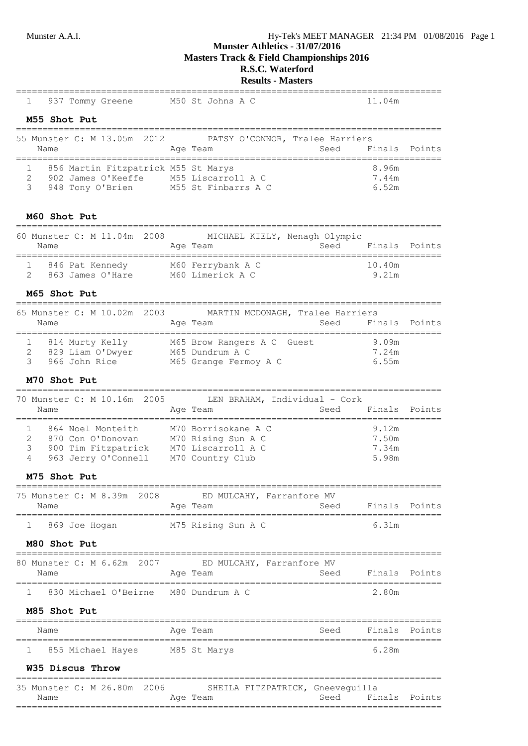## Munster Athletics - 31/07/2016
## Masters Track & Field Championships 2016
## R.S.C. Waterford
## Results - Masters

| | Name | Age Team | Seed | Finals | Points |
|---|---|---|---|---|---|
| 1 | 937 Tommy Greene | M50 St Johns A C | | 11.04m | |

### M55 Shot Put

55 Munster C: M 13.05m 2012 PATSY O'CONNOR, Tralee Harriers

| | Name | Age Team | Seed | Finals | Points |
|---|---|---|---|---|---|
| 1 | 856 Martin Fitzpatrick | M55 St Marys | | 8.96m | |
| 2 | 902 James O'Keeffe | M55 Liscarroll A C | | 7.44m | |
| 3 | 948 Tony O'Brien | M55 St Finbarrs A C | | 6.52m | |

### M60 Shot Put

60 Munster C: M 11.04m 2008 MICHAEL KIELY, Nenagh Olympic

| | Name | Age Team | Seed | Finals | Points |
|---|---|---|---|---|---|
| 1 | 846 Pat Kennedy | M60 Ferrybank A C | | 10.40m | |
| 2 | 863 James O'Hare | M60 Limerick A C | | 9.21m | |

### M65 Shot Put

65 Munster C: M 10.02m 2003 MARTIN MCDONAGH, Tralee Harriers

| | Name | Age Team | Seed | Finals | Points |
|---|---|---|---|---|---|
| 1 | 814 Murty Kelly | M65 Brow Rangers A C Guest | | 9.09m | |
| 2 | 829 Liam O'Dwyer | M65 Dundrum A C | | 7.24m | |
| 3 | 966 John Rice | M65 Grange Fermoy A C | | 6.55m | |

### M70 Shot Put

70 Munster C: M 10.16m 2005 LEN BRAHAM, Individual - Cork

| | Name | Age Team | Seed | Finals | Points |
|---|---|---|---|---|---|
| 1 | 864 Noel Monteith | M70 Borrisokane A C | | 9.12m | |
| 2 | 870 Con O'Donovan | M70 Rising Sun A C | | 7.50m | |
| 3 | 900 Tim Fitzpatrick | M70 Liscarroll A C | | 7.34m | |
| 4 | 963 Jerry O'Connell | M70 Country Club | | 5.98m | |

### M75 Shot Put

75 Munster C: M 8.39m 2008 ED MULCAHY, Farranfore MV

| | Name | Age Team | Seed | Finals | Points |
|---|---|---|---|---|---|
| 1 | 869 Joe Hogan | M75 Rising Sun A C | | 6.31m | |

### M80 Shot Put

80 Munster C: M 6.62m 2007 ED MULCAHY, Farranfore MV

| | Name | Age Team | Seed | Finals | Points |
|---|---|---|---|---|---|
| 1 | 830 Michael O'Beirne | M80 Dundrum A C | | 2.80m | |

### M85 Shot Put

| | Name | Age Team | Seed | Finals | Points |
|---|---|---|---|---|---|
| 1 | 855 Michael Hayes | M85 St Marys | | 6.28m | |

### W35 Discus Throw

35 Munster C: M 26.80m 2006 SHEILA FITZPATRICK, Gneeveguilla

| Name | Age Team | Seed | Finals | Points |
|---|---|---|---|---|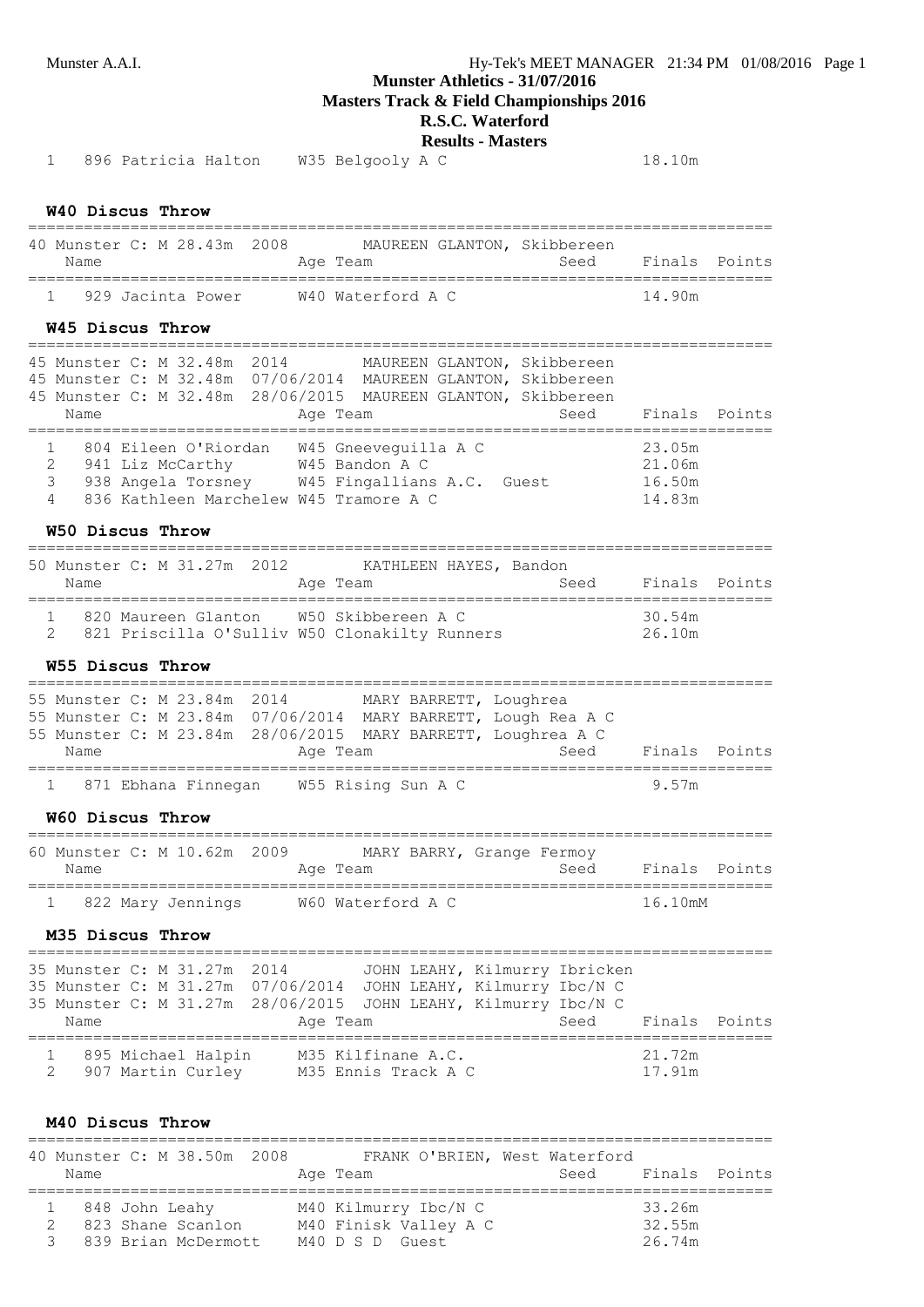**Munster Athletics - 31/07/2016**
**Masters Track & Field Championships 2016**
**R.S.C. Waterford**
**Results - Masters**

| | | | | | |
|---|---|---|---|---|---|
| 1 | 896 Patricia Halton | W35 Belgooly A C | | 18.10m | |

### W40 Discus Throw

40 Munster C: M 28.43m 2008 MAUREEN GLANTON, Skibbereen

| | Name | Age Team | Seed | Finals | Points |
|---|---|---|---|---|---|
| 1 | 929 Jacinta Power | W40 Waterford A C | | 14.90m | |

### W45 Discus Throw

45 Munster C: M 32.48m 2014 MAUREEN GLANTON, Skibbereen
45 Munster C: M 32.48m 07/06/2014 MAUREEN GLANTON, Skibbereen
45 Munster C: M 32.48m 28/06/2015 MAUREEN GLANTON, Skibbereen

| | Name | Age Team | Seed | Finals | Points |
|---|---|---|---|---|---|
| 1 | 804 Eileen O'Riordan | W45 Gneeveguilla A C | | 23.05m | |
| 2 | 941 Liz McCarthy | W45 Bandon A C | | 21.06m | |
| 3 | 938 Angela Torsney | W45 Fingallians A.C. Guest | | 16.50m | |
| 4 | 836 Kathleen Marchelew | W45 Tramore A C | | 14.83m | |

### W50 Discus Throw

50 Munster C: M 31.27m 2012 KATHLEEN HAYES, Bandon

| | Name | Age Team | Seed | Finals | Points |
|---|---|---|---|---|---|
| 1 | 820 Maureen Glanton | W50 Skibbereen A C | | 30.54m | |
| 2 | 821 Priscilla O'Sulliv | W50 Clonakilty Runners | | 26.10m | |

### W55 Discus Throw

55 Munster C: M 23.84m 2014 MARY BARRETT, Loughrea
55 Munster C: M 23.84m 07/06/2014 MARY BARRETT, Lough Rea A C
55 Munster C: M 23.84m 28/06/2015 MARY BARRETT, Loughrea A C

| | Name | Age Team | Seed | Finals | Points |
|---|---|---|---|---|---|
| 1 | 871 Ebhana Finnegan | W55 Rising Sun A C | | 9.57m | |

### W60 Discus Throw

60 Munster C: M 10.62m 2009 MARY BARRY, Grange Fermoy

| | Name | Age Team | Seed | Finals | Points |
|---|---|---|---|---|---|
| 1 | 822 Mary Jennings | W60 Waterford A C | | 16.10mM | |

### M35 Discus Throw

35 Munster C: M 31.27m 2014 JOHN LEAHY, Kilmurry Ibricken
35 Munster C: M 31.27m 07/06/2014 JOHN LEAHY, Kilmurry Ibc/N C
35 Munster C: M 31.27m 28/06/2015 JOHN LEAHY, Kilmurry Ibc/N C

| | Name | Age Team | Seed | Finals | Points |
|---|---|---|---|---|---|
| 1 | 895 Michael Halpin | M35 Kilfinane A.C. | | 21.72m | |
| 2 | 907 Martin Curley | M35 Ennis Track A C | | 17.91m | |

### M40 Discus Throw

40 Munster C: M 38.50m 2008 FRANK O'BRIEN, West Waterford

| | Name | Age Team | Seed | Finals | Points |
|---|---|---|---|---|---|
| 1 | 848 John Leahy | M40 Kilmurry Ibc/N C | | 33.26m | |
| 2 | 823 Shane Scanlon | M40 Finisk Valley A C | | 32.55m | |
| 3 | 839 Brian McDermott | M40 D S D Guest | | 26.74m | |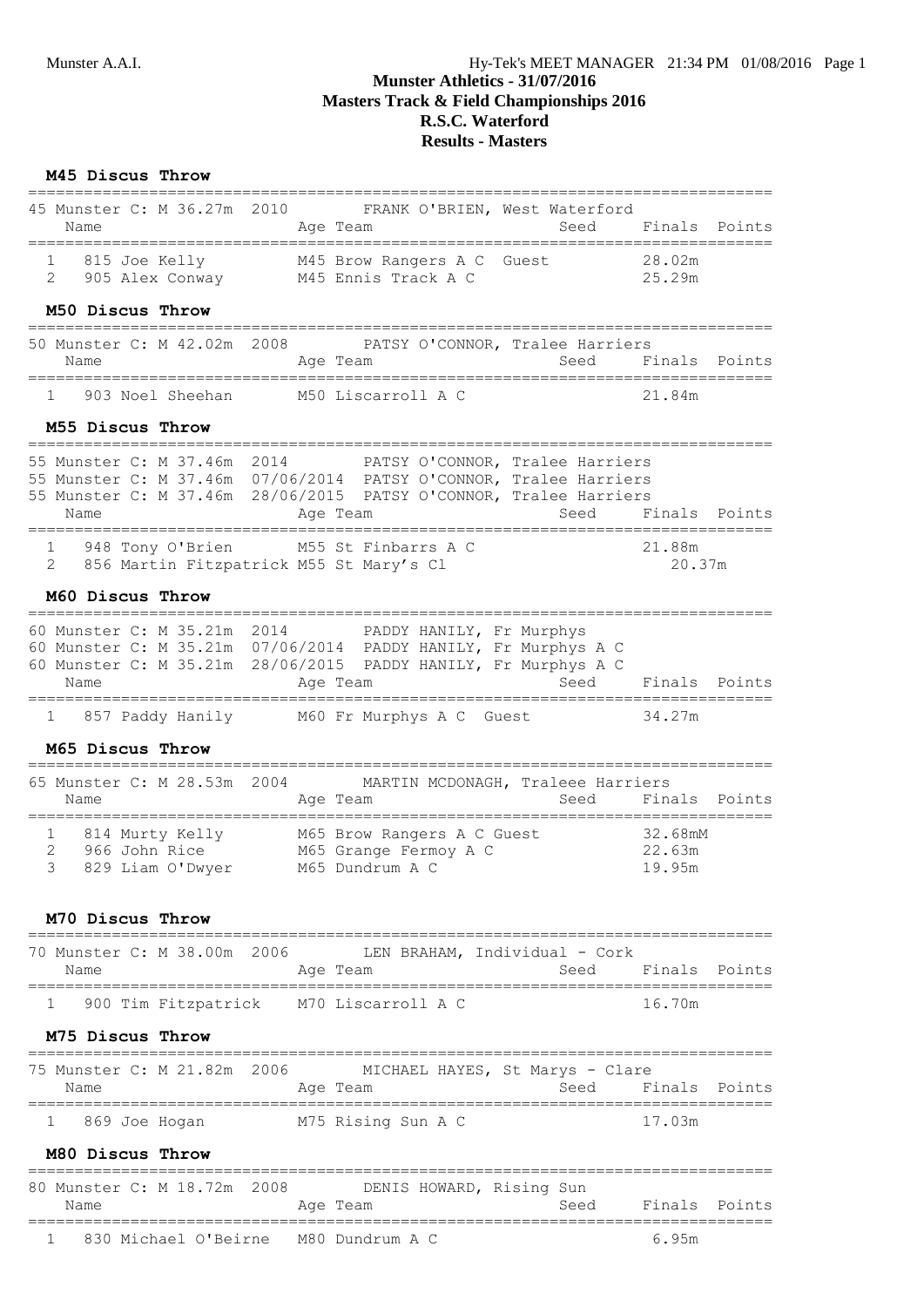# Munster Athletics - 31/07/2016
## Masters Track & Field Championships 2016
## R.S.C. Waterford
## Results - Masters

### M45 Discus Throw

45 Munster C: M 36.27m 2010 FRANK O'BRIEN, West Waterford

| | Name | Age | Team | Seed | Finals | Points |
|---|---|---|---|---|---|---|
| 1 | 815 Joe Kelly | M45 | Brow Rangers A C Guest | | 28.02m | |
| 2 | 905 Alex Conway | M45 | Ennis Track A C | | 25.29m | |

### M50 Discus Throw

50 Munster C: M 42.02m 2008 PATSY O'CONNOR, Tralee Harriers

| | Name | Age | Team | Seed | Finals | Points |
|---|---|---|---|---|---|---|
| 1 | 903 Noel Sheehan | M50 | Liscarroll A C | | 21.84m | |

### M55 Discus Throw

55 Munster C: M 37.46m 2014 PATSY O'CONNOR, Tralee Harriers
55 Munster C: M 37.46m 07/06/2014 PATSY O'CONNOR, Tralee Harriers
55 Munster C: M 37.46m 28/06/2015 PATSY O'CONNOR, Tralee Harriers

| | Name | Age | Team | Seed | Finals | Points |
|---|---|---|---|---|---|---|
| 1 | 948 Tony O'Brien | M55 | St Finbarrs A C | | 21.88m | |
| 2 | 856 Martin Fitzpatrick | M55 | St Mary's Cl | | 20.37m | |

### M60 Discus Throw

60 Munster C: M 35.21m 2014 PADDY HANILY, Fr Murphys
60 Munster C: M 35.21m 07/06/2014 PADDY HANILY, Fr Murphys A C
60 Munster C: M 35.21m 28/06/2015 PADDY HANILY, Fr Murphys A C

| | Name | Age | Team | Seed | Finals | Points |
|---|---|---|---|---|---|---|
| 1 | 857 Paddy Hanily | M60 | Fr Murphys A C Guest | | 34.27m | |

### M65 Discus Throw

65 Munster C: M 28.53m 2004 MARTIN MCDONAGH, Traleee Harriers

| | Name | Age | Team | Seed | Finals | Points |
|---|---|---|---|---|---|---|
| 1 | 814 Murty Kelly | M65 | Brow Rangers A C Guest | | 32.68mM | |
| 2 | 966 John Rice | M65 | Grange Fermoy A C | | 22.63m | |
| 3 | 829 Liam O'Dwyer | M65 | Dundrum A C | | 19.95m | |

### M70 Discus Throw

70 Munster C: M 38.00m 2006 LEN BRAHAM, Individual - Cork

| | Name | Age | Team | Seed | Finals | Points |
|---|---|---|---|---|---|---|
| 1 | 900 Tim Fitzpatrick | M70 | Liscarroll A C | | 16.70m | |

### M75 Discus Throw

75 Munster C: M 21.82m 2006 MICHAEL HAYES, St Marys - Clare

| | Name | Age | Team | Seed | Finals | Points |
|---|---|---|---|---|---|---|
| 1 | 869 Joe Hogan | M75 | Rising Sun A C | | 17.03m | |

### M80 Discus Throw

80 Munster C: M 18.72m 2008 DENIS HOWARD, Rising Sun

| | Name | Age | Team | Seed | Finals | Points |
|---|---|---|---|---|---|---|
| 1 | 830 Michael O'Beirne | M80 | Dundrum A C | | 6.95m | |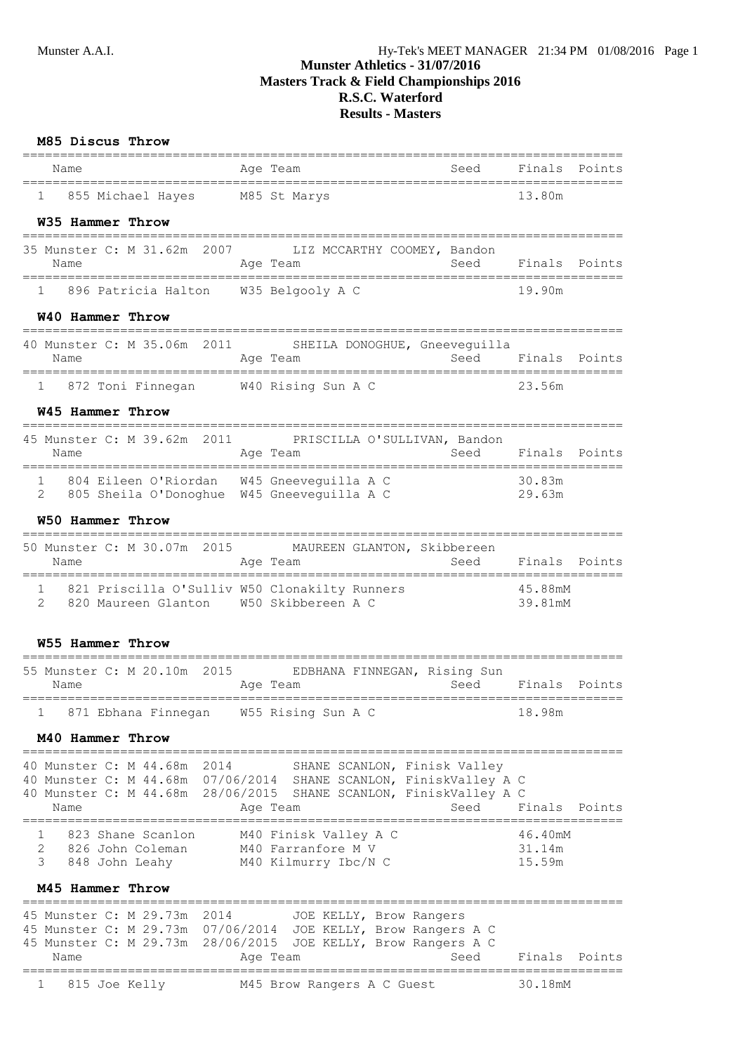# Munster Athletics - 31/07/2016
# Masters Track & Field Championships 2016
# R.S.C. Waterford
# Results - Masters

### M85 Discus Throw

| | Name | Age | Team | Seed | Finals | Points |
|---|---|---|---|---|---|---|
| 1 | 855 Michael Hayes | M85 | St Marys | | 13.80m | |

### W35 Hammer Throw

35 Munster C: M 31.62m 2007 LIZ MCCARTHY COOMEY, Bandon

| | Name | Age | Team | Seed | Finals | Points |
|---|---|---|---|---|---|---|
| 1 | 896 Patricia Halton | W35 | Belgooly A C | | 19.90m | |

### W40 Hammer Throw

40 Munster C: M 35.06m 2011 SHEILA DONOGHUE, Gneeveguilla

| | Name | Age | Team | Seed | Finals | Points |
|---|---|---|---|---|---|---|
| 1 | 872 Toni Finnegan | W40 | Rising Sun A C | | 23.56m | |

### W45 Hammer Throw

45 Munster C: M 39.62m 2011 PRISCILLA O'SULLIVAN, Bandon

| | Name | Age | Team | Seed | Finals | Points |
|---|---|---|---|---|---|---|
| 1 | 804 Eileen O'Riordan | W45 | Gneeveguilla A C | | 30.83m | |
| 2 | 805 Sheila O'Donoghue | W45 | Gneeveguilla A C | | 29.63m | |

### W50 Hammer Throw

50 Munster C: M 30.07m 2015 MAUREEN GLANTON, Skibbereen

| | Name | Age | Team | Seed | Finals | Points |
|---|---|---|---|---|---|---|
| 1 | 821 Priscilla O'Sulliv | W50 | Clonakilty Runners | | 45.88mM | |
| 2 | 820 Maureen Glanton | W50 | Skibbereen A C | | 39.81mM | |

### W55 Hammer Throw

55 Munster C: M 20.10m 2015 EDBHANA FINNEGAN, Rising Sun

| | Name | Age | Team | Seed | Finals | Points |
|---|---|---|---|---|---|---|
| 1 | 871 Ebhana Finnegan | W55 | Rising Sun A C | | 18.98m | |

### M40 Hammer Throw

40 Munster C: M 44.68m 2014 SHANE SCANLON, Finisk Valley
40 Munster C: M 44.68m 07/06/2014 SHANE SCANLON, FiniskValley A C
40 Munster C: M 44.68m 28/06/2015 SHANE SCANLON, FiniskValley A C

| | Name | Age | Team | Seed | Finals | Points |
|---|---|---|---|---|---|---|
| 1 | 823 Shane Scanlon | M40 | Finisk Valley A C | | 46.40mM | |
| 2 | 826 John Coleman | M40 | Farranfore M V | | 31.14m | |
| 3 | 848 John Leahy | M40 | Kilmurry Ibc/N C | | 15.59m | |

### M45 Hammer Throw

45 Munster C: M 29.73m 2014 JOE KELLY, Brow Rangers
45 Munster C: M 29.73m 07/06/2014 JOE KELLY, Brow Rangers A C
45 Munster C: M 29.73m 28/06/2015 JOE KELLY, Brow Rangers A C

| | Name | Age | Team | Seed | Finals | Points |
|---|---|---|---|---|---|---|
| 1 | 815 Joe Kelly | M45 | Brow Rangers A C Guest | | 30.18mM | |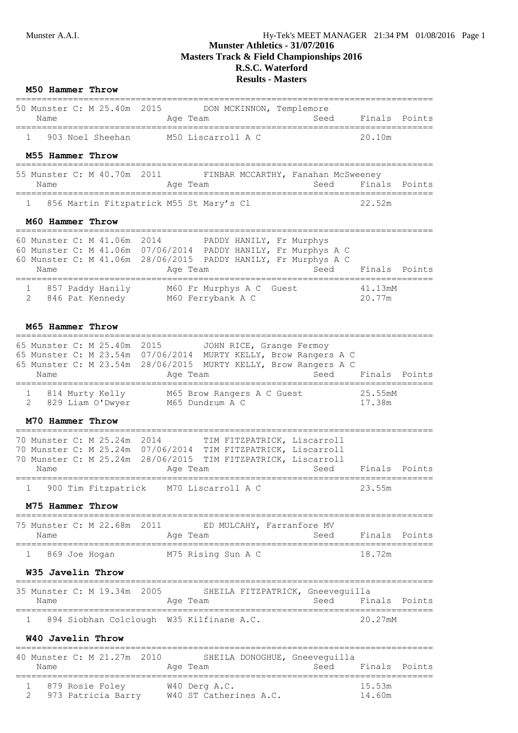# Munster Athletics - 31/07/2016
## Masters Track & Field Championships 2016
## R.S.C. Waterford
## Results - Masters

### M50 Hammer Throw

50 Munster C: M 25.40m 2015 DON MCKINNON, Templemore

| | Name | Age | Team | Seed | Finals | Points |
|---|---|---|---|---|---|---|
| 1 | 903 Noel Sheehan | M50 | Liscarroll A C | | 20.10m | |

### M55 Hammer Throw

55 Munster C: M 40.70m 2011 FINBAR MCCARTHY, Fanahan McSweeney

| | Name | Age | Team | Seed | Finals | Points |
|---|---|---|---|---|---|---|
| 1 | 856 Martin Fitzpatrick | M55 | St Mary's Cl | | 22.52m | |

### M60 Hammer Throw

60 Munster C: M 41.06m 2014 PADDY HANILY, Fr Murphys
60 Munster C: M 41.06m 07/06/2014 PADDY HANILY, Fr Murphys A C
60 Munster C: M 41.06m 28/06/2015 PADDY HANILY, Fr Murphys A C

| | Name | Age | Team | Seed | Finals | Points |
|---|---|---|---|---|---|---|
| 1 | 857 Paddy Hanily | M60 | Fr Murphys A C Guest | | 41.13mM | |
| 2 | 846 Pat Kennedy | M60 | Ferrybank A C | | 20.77m | |

### M65 Hammer Throw

65 Munster C: M 25.40m 2015 JOHN RICE, Grange Fermoy
65 Munster C: M 23.54m 07/06/2014 MURTY KELLY, Brow Rangers A C
65 Munster C: M 23.54m 28/06/2015 MURTY KELLY, Brow Rangers A C

| | Name | Age | Team | Seed | Finals | Points |
|---|---|---|---|---|---|---|
| 1 | 814 Murty Kelly | M65 | Brow Rangers A C Guest | | 25.55mM | |
| 2 | 829 Liam O'Dwyer | M65 | Dundrum A C | | 17.38m | |

### M70 Hammer Throw

70 Munster C: M 25.24m 2014 TIM FITZPATRICK, Liscarroll
70 Munster C: M 25.24m 07/06/2014 TIM FITZPATRICK, Liscarroll
70 Munster C: M 25.24m 28/06/2015 TIM FITZPATRICK, Liscarroll

| | Name | Age | Team | Seed | Finals | Points |
|---|---|---|---|---|---|---|
| 1 | 900 Tim Fitzpatrick | M70 | Liscarroll A C | | 23.55m | |

### M75 Hammer Throw

75 Munster C: M 22.68m 2011 ED MULCAHY, Farranfore MV

| | Name | Age | Team | Seed | Finals | Points |
|---|---|---|---|---|---|---|
| 1 | 869 Joe Hogan | M75 | Rising Sun A C | | 18.72m | |

### W35 Javelin Throw

35 Munster C: M 19.34m 2005 SHEILA FITZPATRICK, Gneeveguilla

| | Name | Age | Team | Seed | Finals | Points |
|---|---|---|---|---|---|---|
| 1 | 894 Siobhan Colclough | W35 | Kilfinane A.C. | | 20.27mM | |

### W40 Javelin Throw

40 Munster C: M 21.27m 2010 SHEILA DONOGHUE, Gneeveguilla

| | Name | Age | Team | Seed | Finals | Points |
|---|---|---|---|---|---|---|
| 1 | 879 Rosie Foley | W40 | Derg A.C. | | 15.53m | |
| 2 | 973 Patricia Barry | W40 | ST Catherines A.C. | | 14.60m | |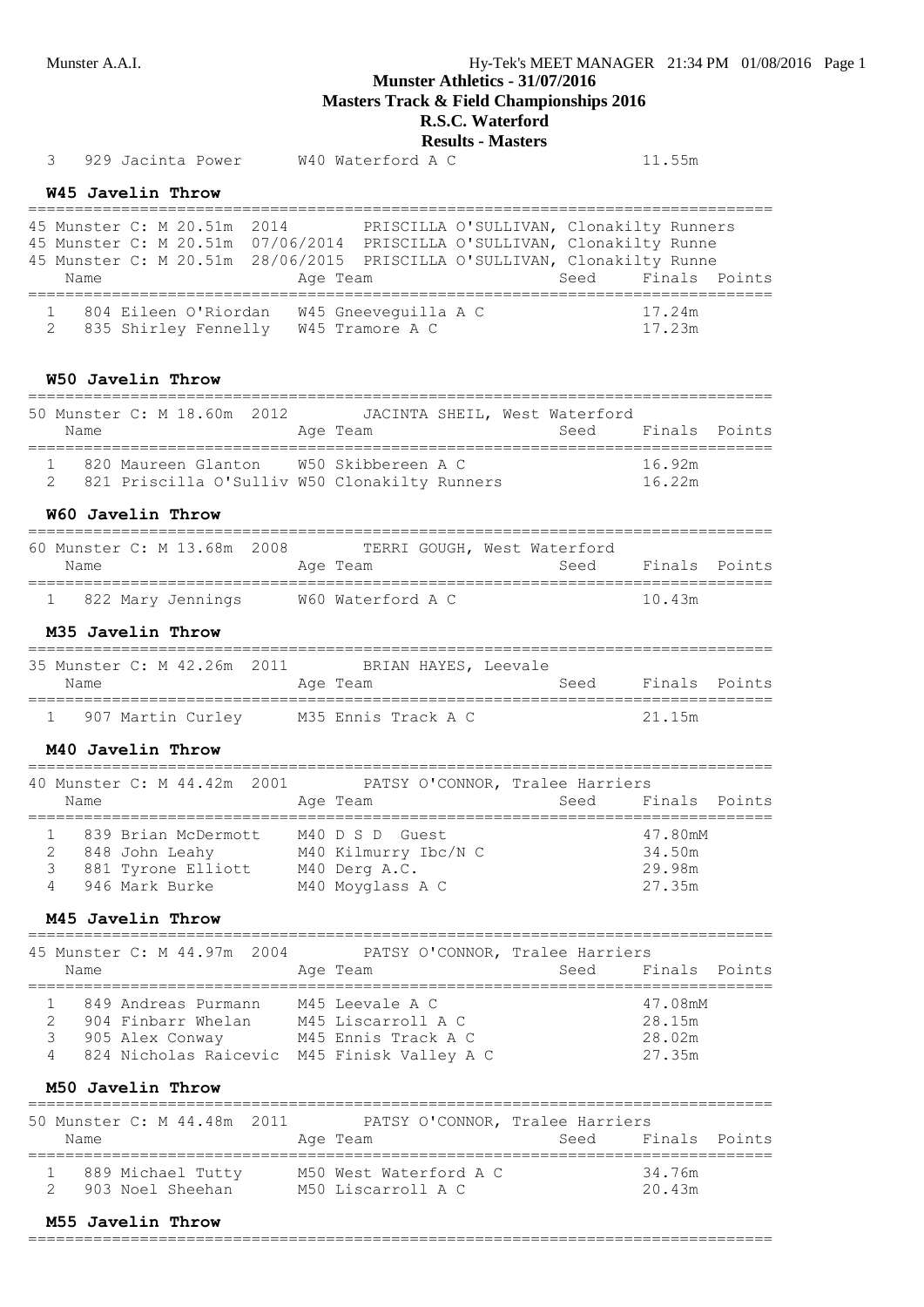# Munster Athletics - 31/07/2016
## Masters Track & Field Championships 2016
## R.S.C. Waterford
## Results - Masters

| | | | | | |
|---|---|---|---|---|---|
| 3 | 929 Jacinta Power | W40 Waterford A C | | 11.55m | |

### W45 Javelin Throw

45 Munster C: M 20.51m 2014 PRISCILLA O'SULLIVAN, Clonakilty Runners
45 Munster C: M 20.51m 07/06/2014 PRISCILLA O'SULLIVAN, Clonakilty Runne
45 Munster C: M 20.51m 28/06/2015 PRISCILLA O'SULLIVAN, Clonakilty Runne

| | Name | Age Team | Seed | Finals | Points |
|---|---|---|---|---|---|
| 1 | 804 Eileen O'Riordan | W45 Gneeveguilla A C | | 17.24m | |
| 2 | 835 Shirley Fennelly | W45 Tramore A C | | 17.23m | |

### W50 Javelin Throw

50 Munster C: M 18.60m 2012 JACINTA SHEIL, West Waterford

| | Name | Age Team | Seed | Finals | Points |
|---|---|---|---|---|---|
| 1 | 820 Maureen Glanton | W50 Skibbereen A C | | 16.92m | |
| 2 | 821 Priscilla O'Sulliv | W50 Clonakilty Runners | | 16.22m | |

### W60 Javelin Throw

60 Munster C: M 13.68m 2008 TERRI GOUGH, West Waterford

| | Name | Age Team | Seed | Finals | Points |
|---|---|---|---|---|---|
| 1 | 822 Mary Jennings | W60 Waterford A C | | 10.43m | |

### M35 Javelin Throw

35 Munster C: M 42.26m 2011 BRIAN HAYES, Leevale

| | Name | Age Team | Seed | Finals | Points |
|---|---|---|---|---|---|
| 1 | 907 Martin Curley | M35 Ennis Track A C | | 21.15m | |

### M40 Javelin Throw

40 Munster C: M 44.42m 2001 PATSY O'CONNOR, Tralee Harriers

| | Name | Age Team | Seed | Finals | Points |
|---|---|---|---|---|---|
| 1 | 839 Brian McDermott | M40 D S D Guest | | 47.80mM | |
| 2 | 848 John Leahy | M40 Kilmurry Ibc/N C | | 34.50m | |
| 3 | 881 Tyrone Elliott | M40 Derg A.C. | | 29.98m | |
| 4 | 946 Mark Burke | M40 Moyglass A C | | 27.35m | |

### M45 Javelin Throw

45 Munster C: M 44.97m 2004 PATSY O'CONNOR, Tralee Harriers

| | Name | Age Team | Seed | Finals | Points |
|---|---|---|---|---|---|
| 1 | 849 Andreas Purmann | M45 Leevale A C | | 47.08mM | |
| 2 | 904 Finbarr Whelan | M45 Liscarroll A C | | 28.15m | |
| 3 | 905 Alex Conway | M45 Ennis Track A C | | 28.02m | |
| 4 | 824 Nicholas Raicevic | M45 Finisk Valley A C | | 27.35m | |

### M50 Javelin Throw

50 Munster C: M 44.48m 2011 PATSY O'CONNOR, Tralee Harriers

| | Name | Age Team | Seed | Finals | Points |
|---|---|---|---|---|---|
| 1 | 889 Michael Tutty | M50 West Waterford A C | | 34.76m | |
| 2 | 903 Noel Sheehan | M50 Liscarroll A C | | 20.43m | |

### M55 Javelin Throw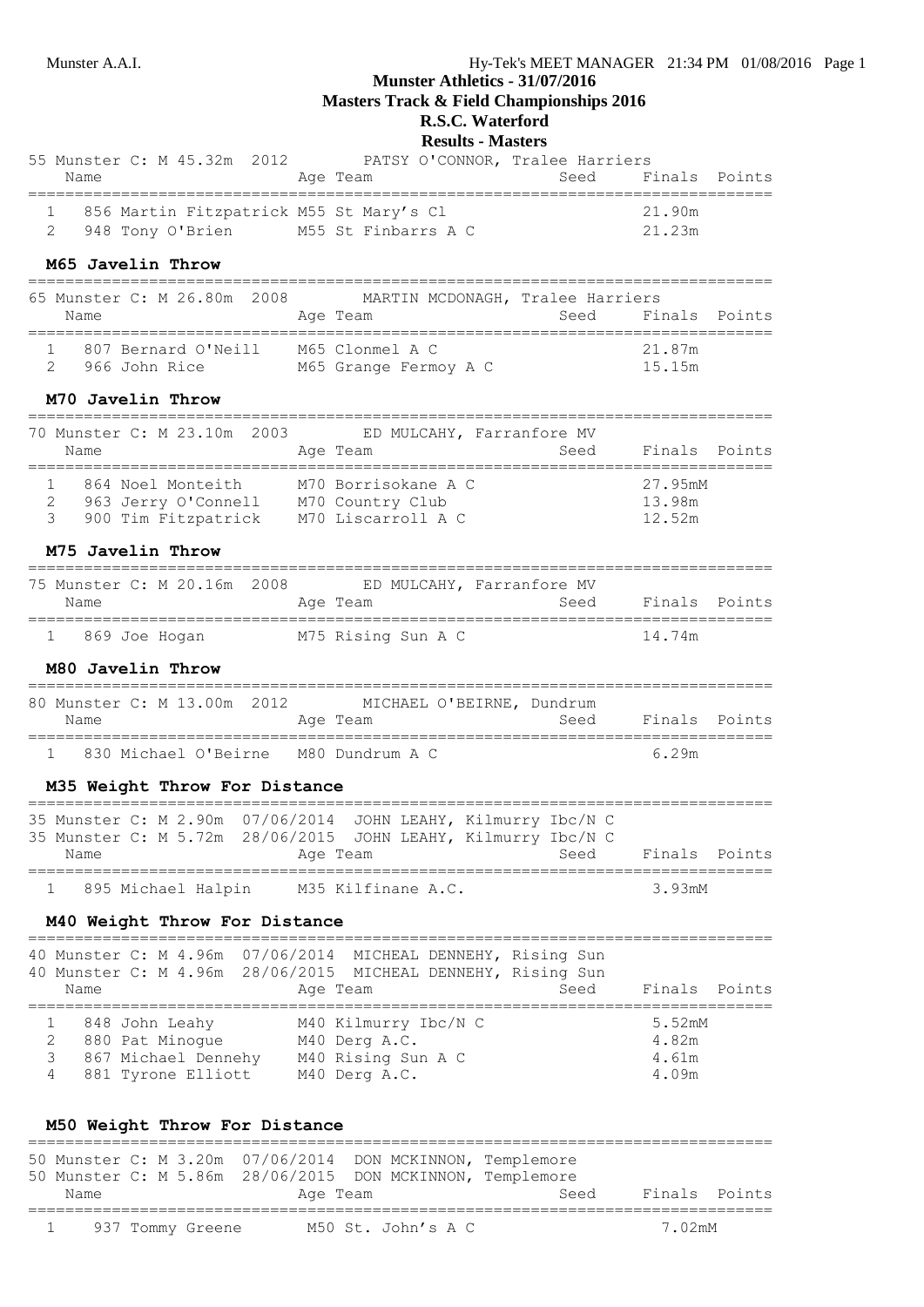Munster Athletics - 31/07/2016

Masters Track & Field Championships 2016

R.S.C. Waterford

Results - Masters

55 Munster C: M 45.32m 2012 PATSY O'CONNOR, Tralee Harriers

| | Name | Age | Team | Seed | Finals | Points |
|---|---|---|---|---|---|---|
| 1 | 856 Martin Fitzpatrick | M55 | St Mary's Cl | | 21.90m | |
| 2 | 948 Tony O'Brien | M55 | St Finbarrs A C | | 21.23m | |

### M65 Javelin Throw

65 Munster C: M 26.80m 2008 MARTIN MCDONAGH, Tralee Harriers

| | Name | Age | Team | Seed | Finals | Points |
|---|---|---|---|---|---|---|
| 1 | 807 Bernard O'Neill | M65 | Clonmel A C | | 21.87m | |
| 2 | 966 John Rice | M65 | Grange Fermoy A C | | 15.15m | |

### M70 Javelin Throw

70 Munster C: M 23.10m 2003 ED MULCAHY, Farranfore MV

| | Name | Age | Team | Seed | Finals | Points |
|---|---|---|---|---|---|---|
| 1 | 864 Noel Monteith | M70 | Borrisokane A C | | 27.95mM | |
| 2 | 963 Jerry O'Connell | M70 | Country Club | | 13.98m | |
| 3 | 900 Tim Fitzpatrick | M70 | Liscarroll A C | | 12.52m | |

### M75 Javelin Throw

75 Munster C: M 20.16m 2008 ED MULCAHY, Farranfore MV

| | Name | Age | Team | Seed | Finals | Points |
|---|---|---|---|---|---|---|
| 1 | 869 Joe Hogan | M75 | Rising Sun A C | | 14.74m | |

### M80 Javelin Throw

80 Munster C: M 13.00m 2012 MICHAEL O'BEIRNE, Dundrum

| | Name | Age | Team | Seed | Finals | Points |
|---|---|---|---|---|---|---|
| 1 | 830 Michael O'Beirne | M80 | Dundrum A C | | 6.29m | |

### M35 Weight Throw For Distance

35 Munster C: M 2.90m 07/06/2014 JOHN LEAHY, Kilmurry Ibc/N C

35 Munster C: M 5.72m 28/06/2015 JOHN LEAHY, Kilmurry Ibc/N C

| | Name | Age | Team | Seed | Finals | Points |
|---|---|---|---|---|---|---|
| 1 | 895 Michael Halpin | M35 | Kilfinane A.C. | | 3.93mM | |

### M40 Weight Throw For Distance

40 Munster C: M 4.96m 07/06/2014 MICHEAL DENNEHY, Rising Sun

40 Munster C: M 4.96m 28/06/2015 MICHEAL DENNEHY, Rising Sun

| | Name | Age | Team | Seed | Finals | Points |
|---|---|---|---|---|---|---|
| 1 | 848 John Leahy | M40 | Kilmurry Ibc/N C | | 5.52mM | |
| 2 | 880 Pat Minogue | M40 | Derg A.C. | | 4.82m | |
| 3 | 867 Michael Dennehy | M40 | Rising Sun A C | | 4.61m | |
| 4 | 881 Tyrone Elliott | M40 | Derg A.C. | | 4.09m | |

### M50 Weight Throw For Distance

50 Munster C: M 3.20m 07/06/2014 DON MCKINNON, Templemore

50 Munster C: M 5.86m 28/06/2015 DON MCKINNON, Templemore

| | Name | Age | Team | Seed | Finals | Points |
|---|---|---|---|---|---|---|
| 1 | 937 Tommy Greene | M50 | St. John's A C | | 7.02mM | |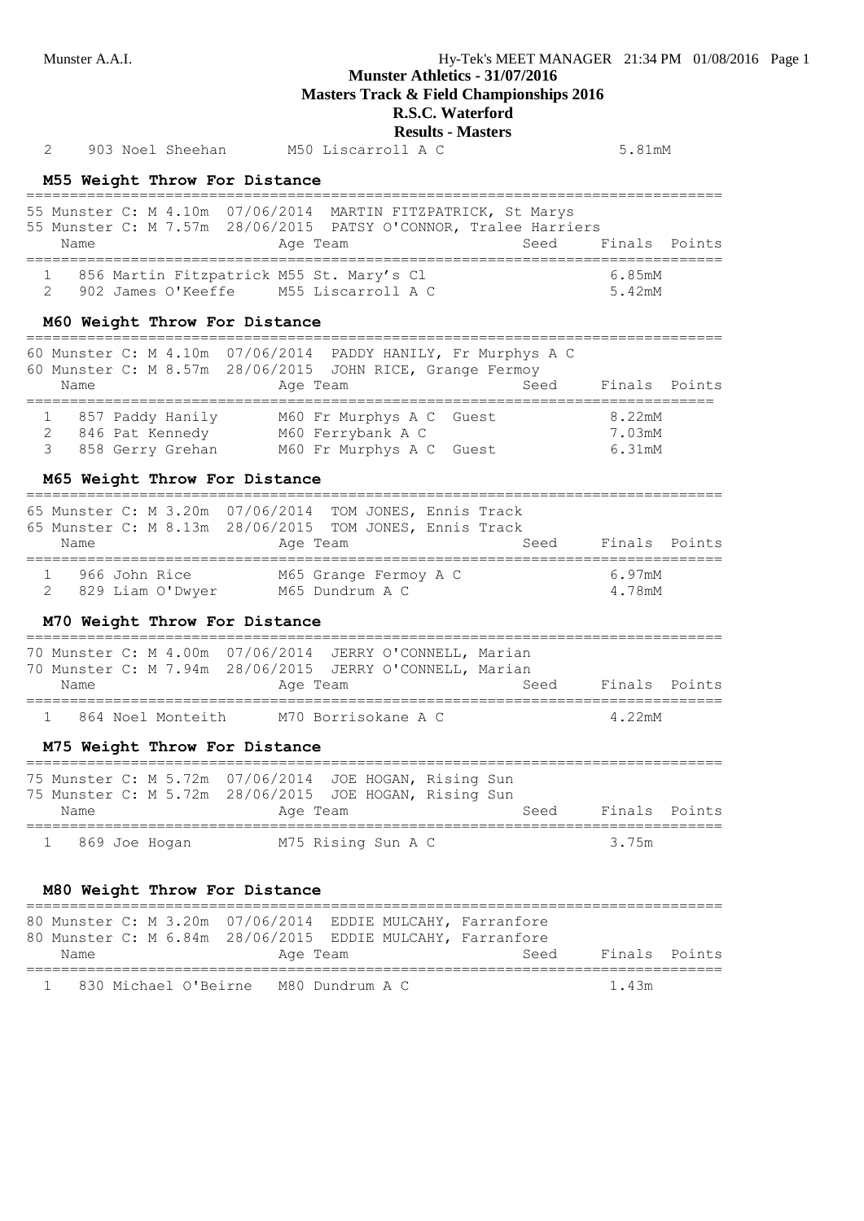| | | | | |
|---|---|---|---|---|
| 2 | 903 Noel Sheehan | M50 Liscarroll A C | | 5.81mM |

## M55 Weight Throw For Distance

55 Munster C: M 4.10m 07/06/2014 MARTIN FITZPATRICK, St Marys
55 Munster C: M 7.57m 28/06/2015 PATSY O'CONNOR, Tralee Harriers

| | Name | Age Team | Seed | Finals | Points |
|---|---|---|---|---|---|
| 1 | 856 Martin Fitzpatrick | M55 St. Mary's Cl | | 6.85mM | |
| 2 | 902 James O'Keeffe | M55 Liscarroll A C | | 5.42mM | |

## M60 Weight Throw For Distance

60 Munster C: M 4.10m 07/06/2014 PADDY HANILY, Fr Murphys A C
60 Munster C: M 8.57m 28/06/2015 JOHN RICE, Grange Fermoy

| | Name | Age Team | Seed | Finals | Points |
|---|---|---|---|---|---|
| 1 | 857 Paddy Hanily | M60 Fr Murphys A C Guest | | 8.22mM | |
| 2 | 846 Pat Kennedy | M60 Ferrybank A C | | 7.03mM | |
| 3 | 858 Gerry Grehan | M60 Fr Murphys A C Guest | | 6.31mM | |

## M65 Weight Throw For Distance

65 Munster C: M 3.20m 07/06/2014 TOM JONES, Ennis Track
65 Munster C: M 8.13m 28/06/2015 TOM JONES, Ennis Track

| | Name | Age Team | Seed | Finals | Points |
|---|---|---|---|---|---|
| 1 | 966 John Rice | M65 Grange Fermoy A C | | 6.97mM | |
| 2 | 829 Liam O'Dwyer | M65 Dundrum A C | | 4.78mM | |

## M70 Weight Throw For Distance

70 Munster C: M 4.00m 07/06/2014 JERRY O'CONNELL, Marian
70 Munster C: M 7.94m 28/06/2015 JERRY O'CONNELL, Marian

| | Name | Age Team | Seed | Finals | Points |
|---|---|---|---|---|---|
| 1 | 864 Noel Monteith | M70 Borrisokane A C | | 4.22mM | |

## M75 Weight Throw For Distance

75 Munster C: M 5.72m 07/06/2014 JOE HOGAN, Rising Sun
75 Munster C: M 5.72m 28/06/2015 JOE HOGAN, Rising Sun

| | Name | Age Team | Seed | Finals | Points |
|---|---|---|---|---|---|
| 1 | 869 Joe Hogan | M75 Rising Sun A C | | 3.75m | |

## M80 Weight Throw For Distance

80 Munster C: M 3.20m 07/06/2014 EDDIE MULCAHY, Farranfore
80 Munster C: M 6.84m 28/06/2015 EDDIE MULCAHY, Farranfore

| | Name | Age Team | Seed | Finals | Points |
|---|---|---|---|---|---|
| 1 | 830 Michael O'Beirne | M80 Dundrum A C | | 1.43m | |